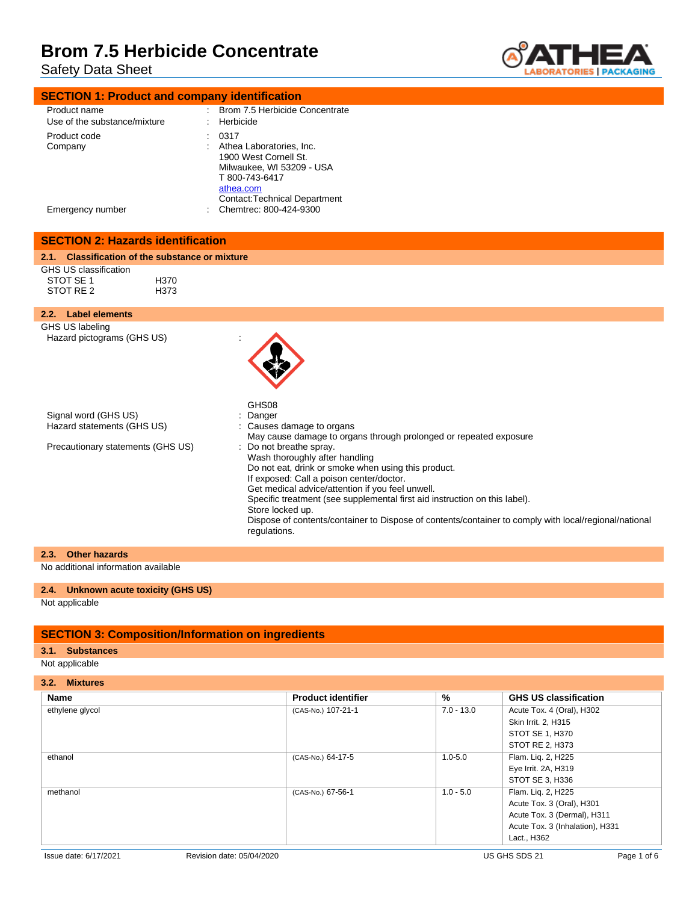# Brom 7.5 Herbicide Concentrate

Safety Data Sheet

## SECTION 1: Product and company identification

| | | |
|---|---|---|
| Product name | : | Brom 7.5 Herbicide Concentrate |
| Use of the substance/mixture | : | Herbicide |
| Product code | : | 0317 |
| Company | : | Athea Laboratories, Inc.<br>1900 West Cornell St.<br>Milwaukee, WI 53209 - USA<br>T 800-743-6417<br>athea.com<br>Contact:Technical Department |
| Emergency number | : | Chemtrec: 800-424-9300 |

## SECTION 2: Hazards identification

### 2.1. Classification of the substance or mixture

GHS US classification

| | |
|---|---|
| STOT SE 1 | H370 |
| STOT RE 2 | H373 |

### 2.2. Label elements

GHS US labeling

Hazard pictograms (GHS US) :

GHS08

Signal word (GHS US) : Danger

Hazard statements (GHS US) : Causes damage to organs
May cause damage to organs through prolonged or repeated exposure

Precautionary statements (GHS US) : Do not breathe spray.
Wash thoroughly after handling
Do not eat, drink or smoke when using this product.
If exposed: Call a poison center/doctor.
Get medical advice/attention if you feel unwell.
Specific treatment (see supplemental first aid instruction on this label).
Store locked up.
Dispose of contents/container to Dispose of contents/container to comply with local/regional/national regulations.

### 2.3. Other hazards

No additional information available

### 2.4. Unknown acute toxicity (GHS US)

Not applicable

## SECTION 3: Composition/Information on ingredients

### 3.1. Substances

Not applicable

### 3.2. Mixtures

| Name | Product identifier | % | GHS US classification |
|---|---|---|---|
| ethylene glycol | (CAS-No.) 107-21-1 | 7.0 - 13.0 | Acute Tox. 4 (Oral), H302<br>Skin Irrit. 2, H315<br>STOT SE 1, H370<br>STOT RE 2, H373 |
| ethanol | (CAS-No.) 64-17-5 | 1.0-5.0 | Flam. Liq. 2, H225<br>Eye Irrit. 2A, H319<br>STOT SE 3, H336 |
| methanol | (CAS-No.) 67-56-1 | 1.0 - 5.0 | Flam. Liq. 2, H225<br>Acute Tox. 3 (Oral), H301<br>Acute Tox. 3 (Dermal), H311<br>Acute Tox. 3 (Inhalation), H331<br>Lact., H362 |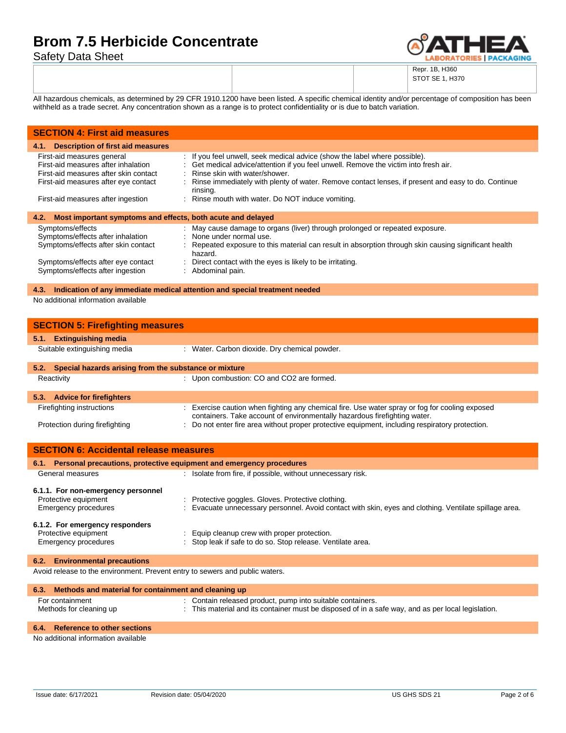| | | | Repr. 1B, H360<br>STOT SE 1, H370 |
|---|---|---|---|

All hazardous chemicals, as determined by 29 CFR 1910.1200 have been listed. A specific chemical identity and/or percentage of composition has been withheld as a trade secret. Any concentration shown as a range is to protect confidentiality or is due to batch variation.

## SECTION 4: First aid measures

### 4.1. Description of first aid measures

| | |
|---|---|
| First-aid measures general | : If you feel unwell, seek medical advice (show the label where possible). |
| First-aid measures after inhalation | : Get medical advice/attention if you feel unwell. Remove the victim into fresh air. |
| First-aid measures after skin contact | : Rinse skin with water/shower. |
| First-aid measures after eye contact | : Rinse immediately with plenty of water. Remove contact lenses, if present and easy to do. Continue rinsing. |
| First-aid measures after ingestion | : Rinse mouth with water. Do NOT induce vomiting. |

### 4.2. Most important symptoms and effects, both acute and delayed

| | |
|---|---|
| Symptoms/effects | : May cause damage to organs (liver) through prolonged or repeated exposure. |
| Symptoms/effects after inhalation | : None under normal use. |
| Symptoms/effects after skin contact | : Repeated exposure to this material can result in absorption through skin causing significant health hazard. |
| Symptoms/effects after eye contact | : Direct contact with the eyes is likely to be irritating. |
| Symptoms/effects after ingestion | : Abdominal pain. |

### 4.3. Indication of any immediate medical attention and special treatment needed

No additional information available

## SECTION 5: Firefighting measures

### 5.1. Extinguishing media

| | |
|---|---|
| Suitable extinguishing media | : Water. Carbon dioxide. Dry chemical powder. |

### 5.2. Special hazards arising from the substance or mixture

| | |
|---|---|
| Reactivity | : Upon combustion: CO and CO2 are formed. |

### 5.3. Advice for firefighters

| | |
|---|---|
| Firefighting instructions | : Exercise caution when fighting any chemical fire. Use water spray or fog for cooling exposed containers. Take account of environmentally hazardous firefighting water. |
| Protection during firefighting | : Do not enter fire area without proper protective equipment, including respiratory protection. |

## SECTION 6: Accidental release measures

### 6.1. Personal precautions, protective equipment and emergency procedures

| | |
|---|---|
| General measures | : Isolate from fire, if possible, without unnecessary risk. |

#### 6.1.1. For non-emergency personnel

| | |
|---|---|
| Protective equipment | : Protective goggles. Gloves. Protective clothing. |
| Emergency procedures | : Evacuate unnecessary personnel. Avoid contact with skin, eyes and clothing. Ventilate spillage area. |

#### 6.1.2. For emergency responders

| | |
|---|---|
| Protective equipment | : Equip cleanup crew with proper protection. |
| Emergency procedures | : Stop leak if safe to do so. Stop release. Ventilate area. |

### 6.2. Environmental precautions

Avoid release to the environment. Prevent entry to sewers and public waters.

### 6.3. Methods and material for containment and cleaning up

| | |
|---|---|
| For containment | : Contain released product, pump into suitable containers. |
| Methods for cleaning up | : This material and its container must be disposed of in a safe way, and as per local legislation. |

### 6.4. Reference to other sections

No additional information available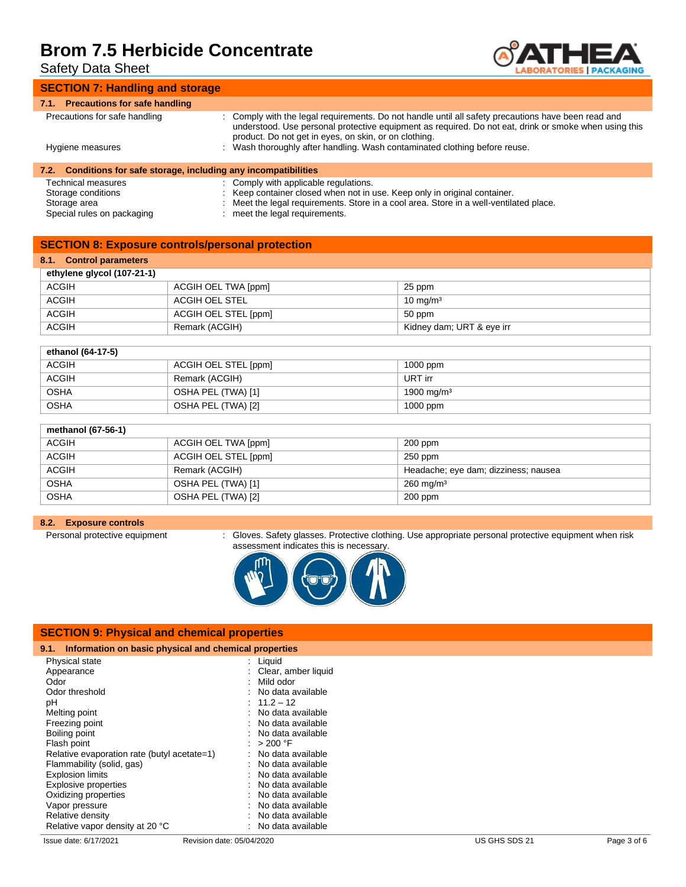## SECTION 7: Handling and storage

### 7.1. Precautions for safe handling

Precautions for safe handling : Comply with the legal requirements. Do not handle until all safety precautions have been read and understood. Use personal protective equipment as required. Do not eat, drink or smoke when using this product. Do not get in eyes, on skin, or on clothing.

Hygiene measures : Wash thoroughly after handling. Wash contaminated clothing before reuse.

### 7.2. Conditions for safe storage, including any incompatibilities

Technical measures : Comply with applicable regulations.

Storage conditions : Keep container closed when not in use. Keep only in original container.

Storage area : Meet the legal requirements. Store in a cool area. Store in a well-ventilated place.

Special rules on packaging : meet the legal requirements.

## SECTION 8: Exposure controls/personal protection

### 8.1. Control parameters

| ethylene glycol (107-21-1) | | |
|---|---|---|
| ACGIH | ACGIH OEL TWA [ppm] | 25 ppm |
| ACGIH | ACGIH OEL STEL | 10 mg/m³ |
| ACGIH | ACGIH OEL STEL [ppm] | 50 ppm |
| ACGIH | Remark (ACGIH) | Kidney dam; URT & eye irr |

| ethanol (64-17-5) | | |
|---|---|---|
| ACGIH | ACGIH OEL STEL [ppm] | 1000 ppm |
| ACGIH | Remark (ACGIH) | URT irr |
| OSHA | OSHA PEL (TWA) [1] | 1900 mg/m³ |
| OSHA | OSHA PEL (TWA) [2] | 1000 ppm |

| methanol (67-56-1) | | |
|---|---|---|
| ACGIH | ACGIH OEL TWA [ppm] | 200 ppm |
| ACGIH | ACGIH OEL STEL [ppm] | 250 ppm |
| ACGIH | Remark (ACGIH) | Headache; eye dam; dizziness; nausea |
| OSHA | OSHA PEL (TWA) [1] | 260 mg/m³ |
| OSHA | OSHA PEL (TWA) [2] | 200 ppm |

### 8.2. Exposure controls

Personal protective equipment : Gloves. Safety glasses. Protective clothing. Use appropriate personal protective equipment when risk assessment indicates this is necessary.

## SECTION 9: Physical and chemical properties

### 9.1. Information on basic physical and chemical properties

| | |
|---|---|
| Physical state | : Liquid |
| Appearance | : Clear, amber liquid |
| Odor | : Mild odor |
| Odor threshold | : No data available |
| pH | : 11.2 – 12 |
| Melting point | : No data available |
| Freezing point | : No data available |
| Boiling point | : No data available |
| Flash point | : > 200 °F |
| Relative evaporation rate (butyl acetate=1) | : No data available |
| Flammability (solid, gas) | : No data available |
| Explosion limits | : No data available |
| Explosive properties | : No data available |
| Oxidizing properties | : No data available |
| Vapor pressure | : No data available |
| Relative density | : No data available |
| Relative vapor density at 20 °C | : No data available |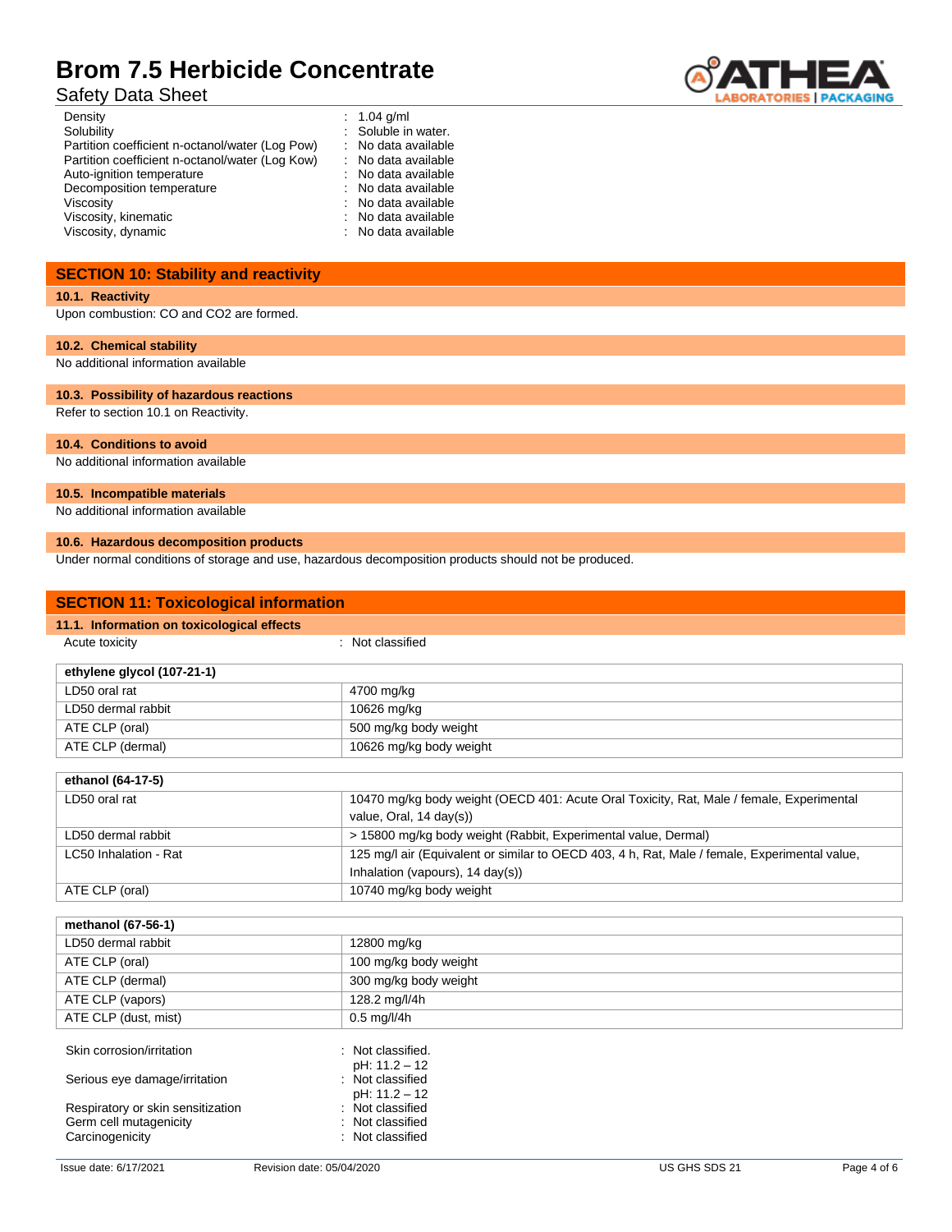| | |
|---|---|
| Density | : 1.04 g/ml |
| Solubility | : Soluble in water. |
| Partition coefficient n-octanol/water (Log Pow) | : No data available |
| Partition coefficient n-octanol/water (Log Kow) | : No data available |
| Auto-ignition temperature | : No data available |
| Decomposition temperature | : No data available |
| Viscosity | : No data available |
| Viscosity, kinematic | : No data available |
| Viscosity, dynamic | : No data available |

## SECTION 10: Stability and reactivity

### 10.1. Reactivity

Upon combustion: CO and CO2 are formed.

### 10.2. Chemical stability

No additional information available

### 10.3. Possibility of hazardous reactions

Refer to section 10.1 on Reactivity.

### 10.4. Conditions to avoid

No additional information available

### 10.5. Incompatible materials

No additional information available

### 10.6. Hazardous decomposition products

Under normal conditions of storage and use, hazardous decomposition products should not be produced.

## SECTION 11: Toxicological information

### 11.1. Information on toxicological effects

Acute toxicity : Not classified

| ethylene glycol (107-21-1) | |
|---|---|
| LD50 oral rat | 4700 mg/kg |
| LD50 dermal rabbit | 10626 mg/kg |
| ATE CLP (oral) | 500 mg/kg body weight |
| ATE CLP (dermal) | 10626 mg/kg body weight |

| ethanol (64-17-5) | |
|---|---|
| LD50 oral rat | 10470 mg/kg body weight (OECD 401: Acute Oral Toxicity, Rat, Male / female, Experimental value, Oral, 14 day(s)) |
| LD50 dermal rabbit | > 15800 mg/kg body weight (Rabbit, Experimental value, Dermal) |
| LC50 Inhalation - Rat | 125 mg/l air (Equivalent or similar to OECD 403, 4 h, Rat, Male / female, Experimental value, Inhalation (vapours), 14 day(s)) |
| ATE CLP (oral) | 10740 mg/kg body weight |

| methanol (67-56-1) | |
|---|---|
| LD50 dermal rabbit | 12800 mg/kg |
| ATE CLP (oral) | 100 mg/kg body weight |
| ATE CLP (dermal) | 300 mg/kg body weight |
| ATE CLP (vapors) | 128.2 mg/l/4h |
| ATE CLP (dust, mist) | 0.5 mg/l/4h |

| | |
|---|---|
| Skin corrosion/irritation | : Not classified. pH: 11.2 – 12 |
| Serious eye damage/irritation | : Not classified pH: 11.2 – 12 |
| Respiratory or skin sensitization | : Not classified |
| Germ cell mutagenicity | : Not classified |
| Carcinogenicity | : Not classified |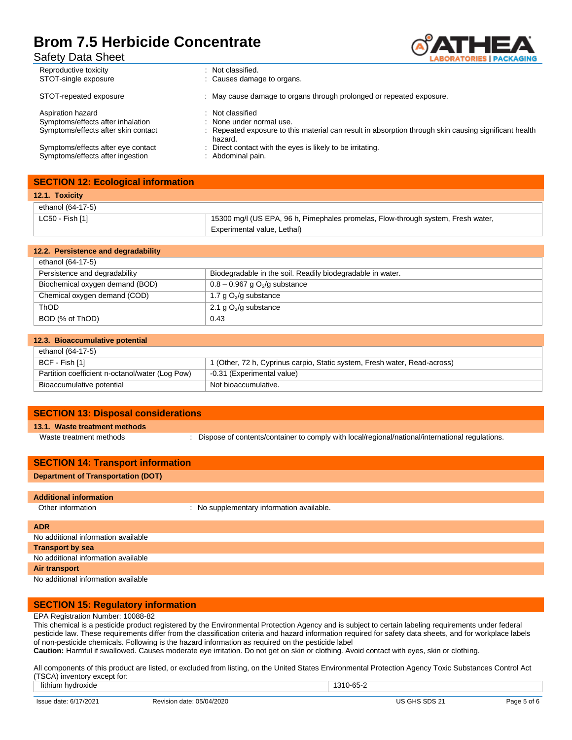| | |
|---|---|
| Reproductive toxicity | : Not classified. |
| STOT-single exposure | : Causes damage to organs. |
| STOT-repeated exposure | : May cause damage to organs through prolonged or repeated exposure. |
| Aspiration hazard | : Not classified |
| Symptoms/effects after inhalation | : None under normal use. |
| Symptoms/effects after skin contact | : Repeated exposure to this material can result in absorption through skin causing significant health hazard. |
| Symptoms/effects after eye contact | : Direct contact with the eyes is likely to be irritating. |
| Symptoms/effects after ingestion | : Abdominal pain. |

## SECTION 12: Ecological information

### 12.1. Toxicity

| ethanol (64-17-5) | |
|---|---|
| LC50 - Fish [1] | 15300 mg/l (US EPA, 96 h, Pimephales promelas, Flow-through system, Fresh water, Experimental value, Lethal) |

### 12.2. Persistence and degradability

| ethanol (64-17-5) | |
|---|---|
| Persistence and degradability | Biodegradable in the soil. Readily biodegradable in water. |
| Biochemical oxygen demand (BOD) | 0.8 – 0.967 g $O_2$/g substance |
| Chemical oxygen demand (COD) | 1.7 g $O_2$/g substance |
| ThOD | 2.1 g $O_2$/g substance |
| BOD (% of ThOD) | 0.43 |

### 12.3. Bioaccumulative potential

| ethanol (64-17-5) | |
|---|---|
| BCF - Fish [1] | 1 (Other, 72 h, Cyprinus carpio, Static system, Fresh water, Read-across) |
| Partition coefficient n-octanol/water (Log Pow) | -0.31 (Experimental value) |
| Bioaccumulative potential | Not bioaccumulative. |

## SECTION 13: Disposal considerations

### 13.1. Waste treatment methods

Waste treatment methods : Dispose of contents/container to comply with local/regional/national/international regulations.

## SECTION 14: Transport information

**Department of Transportation (DOT)**

**Additional information**

Other information : No supplementary information available.

**ADR**

No additional information available

**Transport by sea**

No additional information available

**Air transport**

No additional information available

## SECTION 15: Regulatory information

EPA Registration Number: 10088-82

This chemical is a pesticide product registered by the Environmental Protection Agency and is subject to certain labeling requirements under federal pesticide law. These requirements differ from the classification criteria and hazard information required for safety data sheets, and for workplace labels of non-pesticide chemicals. Following is the hazard information as required on the pesticide label

**Caution:** Harmful if swallowed. Causes moderate eye irritation. Do not get on skin or clothing. Avoid contact with eyes, skin or clothing.

All components of this product are listed, or excluded from listing, on the United States Environmental Protection Agency Toxic Substances Control Act (TSCA) inventory except for:

| lithium hydroxide | 1310-65-2 |
|---|---|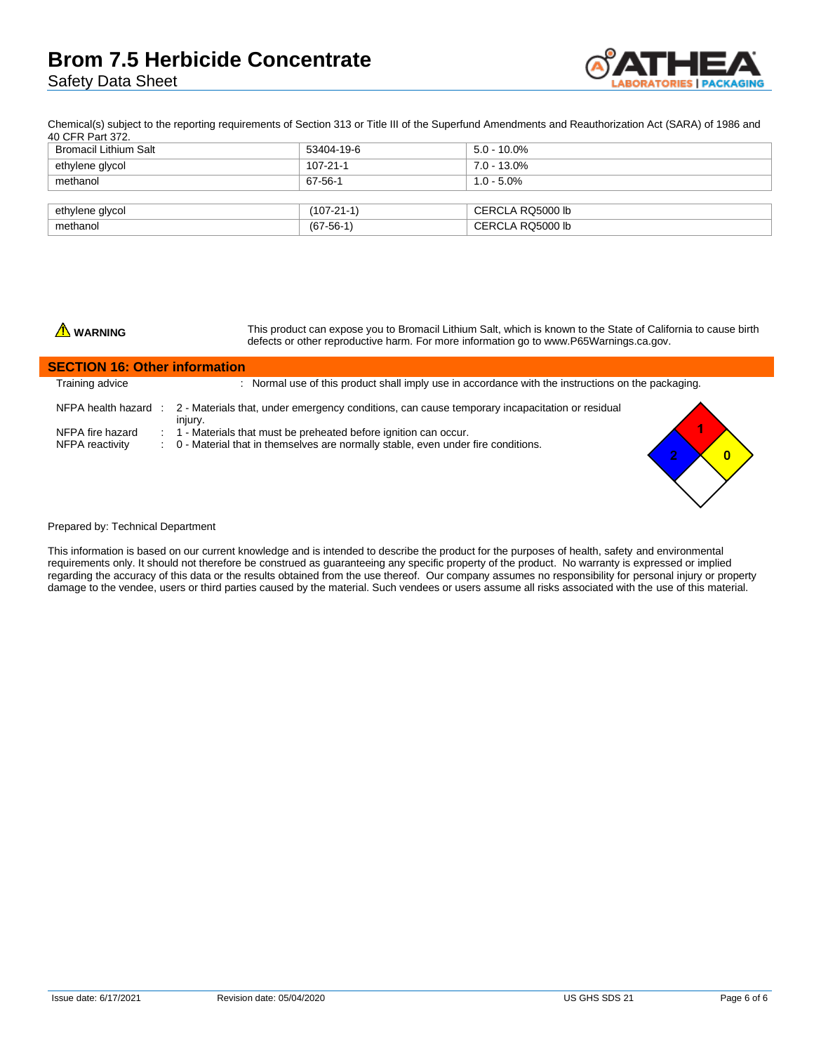Chemical(s) subject to the reporting requirements of Section 313 or Title III of the Superfund Amendments and Reauthorization Act (SARA) of 1986 and 40 CFR Part 372.

| | | |
|---|---|---|
| Bromacil Lithium Salt | 53404-19-6 | 5.0 - 10.0% |
| ethylene glycol | 107-21-1 | 7.0 - 13.0% |
| methanol | 67-56-1 | 1.0 - 5.0% |

| | | |
|---|---|---|
| ethylene glycol | (107-21-1) | CERCLA RQ5000 lb |
| methanol | (67-56-1) | CERCLA RQ5000 lb |

⚠ **WARNING** This product can expose you to Bromacil Lithium Salt, which is known to the State of California to cause birth defects or other reproductive harm. For more information go to www.P65Warnings.ca.gov.

## SECTION 16: Other information

Training advice : Normal use of this product shall imply use in accordance with the instructions on the packaging.

NFPA health hazard : 2 - Materials that, under emergency conditions, can cause temporary incapacitation or residual injury.

NFPA fire hazard : 1 - Materials that must be preheated before ignition can occur.

NFPA reactivity : 0 - Material that in themselves are normally stable, even under fire conditions.

1
2
0

Prepared by: Technical Department

This information is based on our current knowledge and is intended to describe the product for the purposes of health, safety and environmental requirements only. It should not therefore be construed as guaranteeing any specific property of the product. No warranty is expressed or implied regarding the accuracy of this data or the results obtained from the use thereof. Our company assumes no responsibility for personal injury or property damage to the vendee, users or third parties caused by the material. Such vendees or users assume all risks associated with the use of this material.